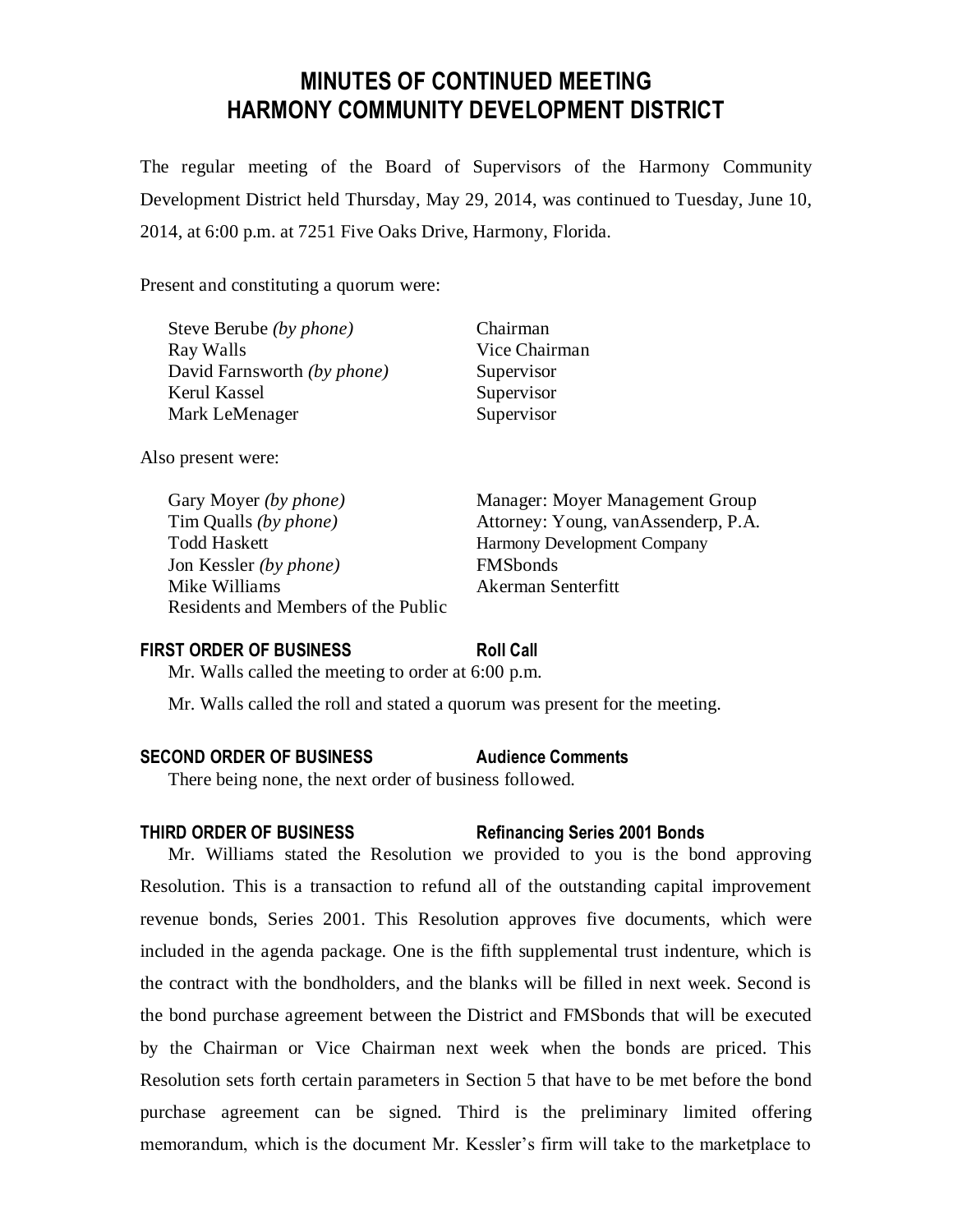# MINUTES OF CONTINUED MEETING
# HARMONY COMMUNITY DEVELOPMENT DISTRICT

The regular meeting of the Board of Supervisors of the Harmony Community Development District held Thursday, May 29, 2014, was continued to Tuesday, June 10, 2014, at 6:00 p.m. at 7251 Five Oaks Drive, Harmony, Florida.

Present and constituting a quorum were:

| | |
|---|---|
| Steve Berube *(by phone)* | Chairman |
| Ray Walls | Vice Chairman |
| David Farnsworth *(by phone)* | Supervisor |
| Kerul Kassel | Supervisor |
| Mark LeMenager | Supervisor |

Also present were:

| | |
|---|---|
| Gary Moyer *(by phone)* | Manager: Moyer Management Group |
| Tim Qualls *(by phone)* | Attorney: Young, vanAssenderp, P.A. |
| Todd Haskett | Harmony Development Company |
| Jon Kessler *(by phone)* | FMSbonds |
| Mike Williams | Akerman Senterfitt |
| Residents and Members of the Public | |

**FIRST ORDER OF BUSINESS — Roll Call**

Mr. Walls called the meeting to order at 6:00 p.m.

Mr. Walls called the roll and stated a quorum was present for the meeting.

**SECOND ORDER OF BUSINESS — Audience Comments**

There being none, the next order of business followed.

**THIRD ORDER OF BUSINESS — Refinancing Series 2001 Bonds**

Mr. Williams stated the Resolution we provided to you is the bond approving Resolution. This is a transaction to refund all of the outstanding capital improvement revenue bonds, Series 2001. This Resolution approves five documents, which were included in the agenda package. One is the fifth supplemental trust indenture, which is the contract with the bondholders, and the blanks will be filled in next week. Second is the bond purchase agreement between the District and FMSbonds that will be executed by the Chairman or Vice Chairman next week when the bonds are priced. This Resolution sets forth certain parameters in Section 5 that have to be met before the bond purchase agreement can be signed. Third is the preliminary limited offering memorandum, which is the document Mr. Kessler's firm will take to the marketplace to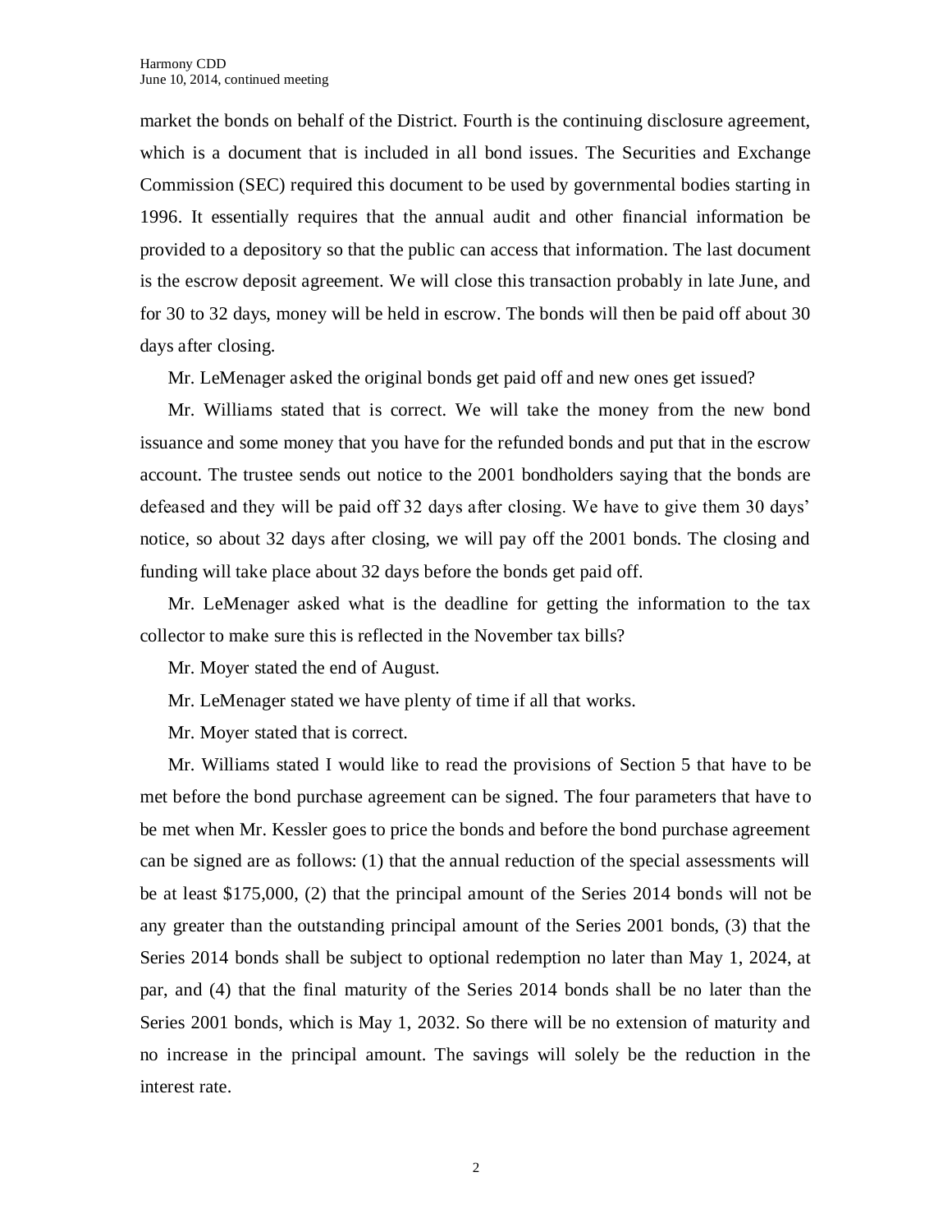market the bonds on behalf of the District. Fourth is the continuing disclosure agreement, which is a document that is included in all bond issues. The Securities and Exchange Commission (SEC) required this document to be used by governmental bodies starting in 1996. It essentially requires that the annual audit and other financial information be provided to a depository so that the public can access that information. The last document is the escrow deposit agreement. We will close this transaction probably in late June, and for 30 to 32 days, money will be held in escrow. The bonds will then be paid off about 30 days after closing.

Mr. LeMenager asked the original bonds get paid off and new ones get issued?

Mr. Williams stated that is correct. We will take the money from the new bond issuance and some money that you have for the refunded bonds and put that in the escrow account. The trustee sends out notice to the 2001 bondholders saying that the bonds are defeased and they will be paid off 32 days after closing. We have to give them 30 days' notice, so about 32 days after closing, we will pay off the 2001 bonds. The closing and funding will take place about 32 days before the bonds get paid off.

Mr. LeMenager asked what is the deadline for getting the information to the tax collector to make sure this is reflected in the November tax bills?

Mr. Moyer stated the end of August.

Mr. LeMenager stated we have plenty of time if all that works.

Mr. Moyer stated that is correct.

Mr. Williams stated I would like to read the provisions of Section 5 that have to be met before the bond purchase agreement can be signed. The four parameters that have to be met when Mr. Kessler goes to price the bonds and before the bond purchase agreement can be signed are as follows: (1) that the annual reduction of the special assessments will be at least $175,000, (2) that the principal amount of the Series 2014 bonds will not be any greater than the outstanding principal amount of the Series 2001 bonds, (3) that the Series 2014 bonds shall be subject to optional redemption no later than May 1, 2024, at par, and (4) that the final maturity of the Series 2014 bonds shall be no later than the Series 2001 bonds, which is May 1, 2032. So there will be no extension of maturity and no increase in the principal amount. The savings will solely be the reduction in the interest rate.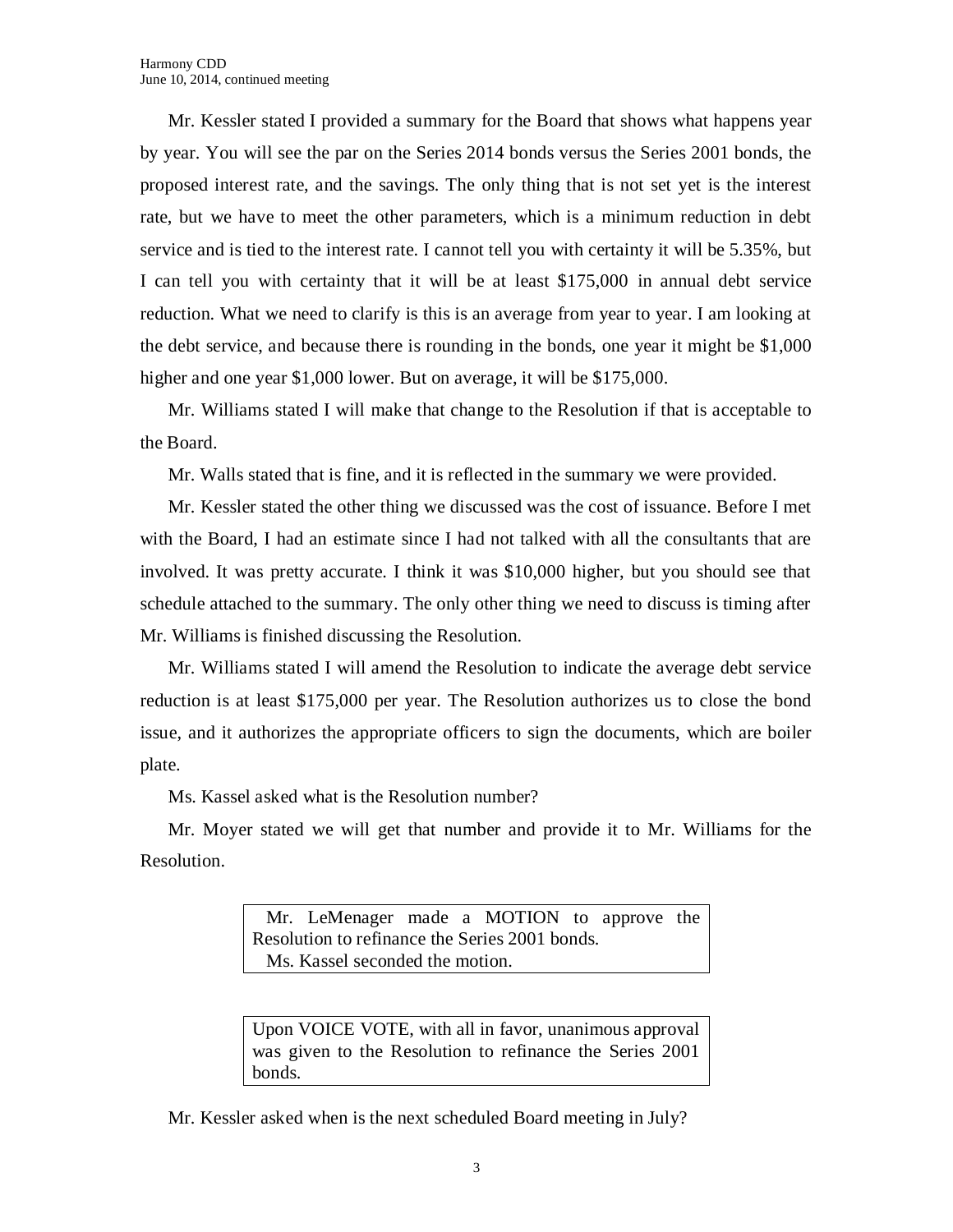Mr. Kessler stated I provided a summary for the Board that shows what happens year by year. You will see the par on the Series 2014 bonds versus the Series 2001 bonds, the proposed interest rate, and the savings. The only thing that is not set yet is the interest rate, but we have to meet the other parameters, which is a minimum reduction in debt service and is tied to the interest rate. I cannot tell you with certainty it will be 5.35%, but I can tell you with certainty that it will be at least $175,000 in annual debt service reduction. What we need to clarify is this is an average from year to year. I am looking at the debt service, and because there is rounding in the bonds, one year it might be $1,000 higher and one year $1,000 lower. But on average, it will be $175,000.

Mr. Williams stated I will make that change to the Resolution if that is acceptable to the Board.

Mr. Walls stated that is fine, and it is reflected in the summary we were provided.

Mr. Kessler stated the other thing we discussed was the cost of issuance. Before I met with the Board, I had an estimate since I had not talked with all the consultants that are involved. It was pretty accurate. I think it was $10,000 higher, but you should see that schedule attached to the summary. The only other thing we need to discuss is timing after Mr. Williams is finished discussing the Resolution.

Mr. Williams stated I will amend the Resolution to indicate the average debt service reduction is at least $175,000 per year. The Resolution authorizes us to close the bond issue, and it authorizes the appropriate officers to sign the documents, which are boiler plate.

Ms. Kassel asked what is the Resolution number?

Mr. Moyer stated we will get that number and provide it to Mr. Williams for the Resolution.

> Mr. LeMenager made a MOTION to approve the Resolution to refinance the Series 2001 bonds.
> Ms. Kassel seconded the motion.

> Upon VOICE VOTE, with all in favor, unanimous approval was given to the Resolution to refinance the Series 2001 bonds.

Mr. Kessler asked when is the next scheduled Board meeting in July?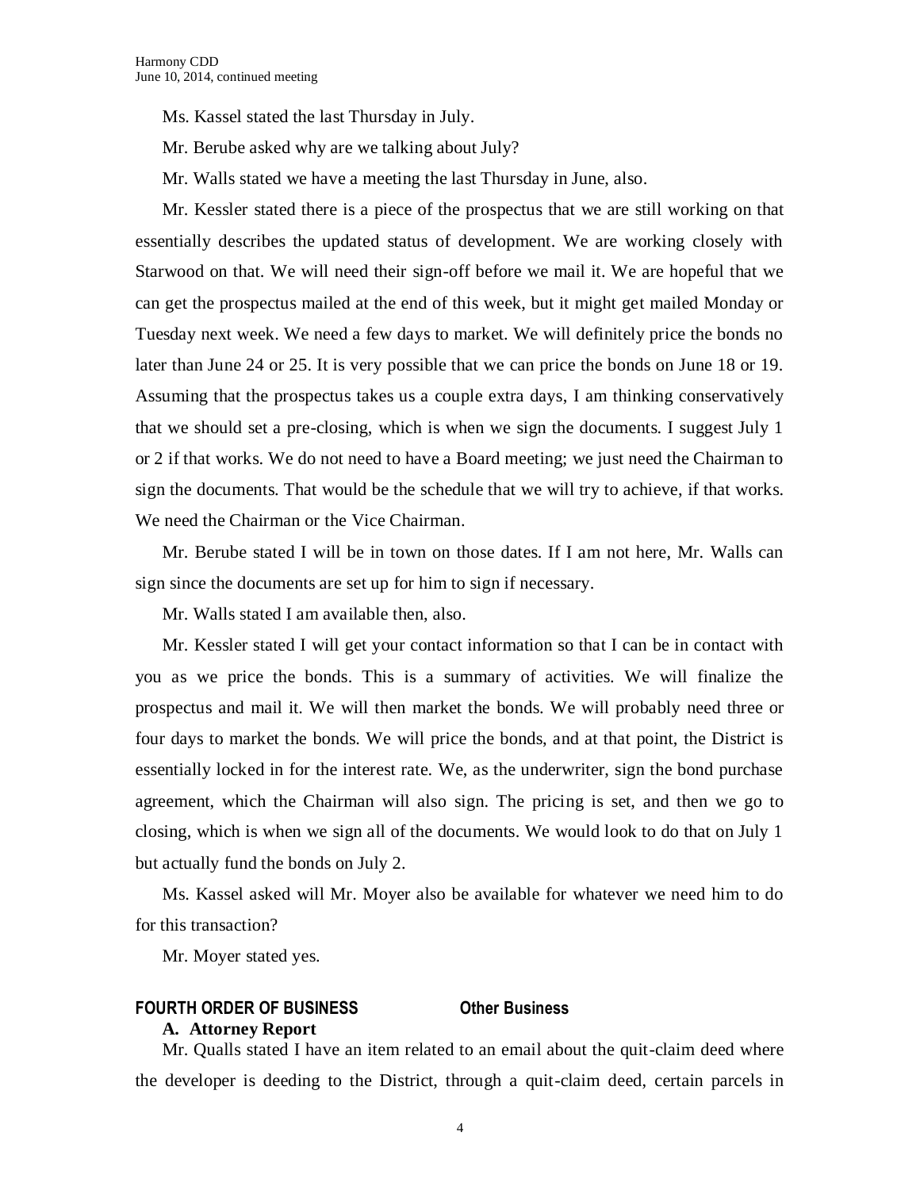Ms. Kassel stated the last Thursday in July.

Mr. Berube asked why are we talking about July?

Mr. Walls stated we have a meeting the last Thursday in June, also.

Mr. Kessler stated there is a piece of the prospectus that we are still working on that essentially describes the updated status of development. We are working closely with Starwood on that. We will need their sign-off before we mail it. We are hopeful that we can get the prospectus mailed at the end of this week, but it might get mailed Monday or Tuesday next week. We need a few days to market. We will definitely price the bonds no later than June 24 or 25. It is very possible that we can price the bonds on June 18 or 19. Assuming that the prospectus takes us a couple extra days, I am thinking conservatively that we should set a pre-closing, which is when we sign the documents. I suggest July 1 or 2 if that works. We do not need to have a Board meeting; we just need the Chairman to sign the documents. That would be the schedule that we will try to achieve, if that works. We need the Chairman or the Vice Chairman.

Mr. Berube stated I will be in town on those dates. If I am not here, Mr. Walls can sign since the documents are set up for him to sign if necessary.

Mr. Walls stated I am available then, also.

Mr. Kessler stated I will get your contact information so that I can be in contact with you as we price the bonds. This is a summary of activities. We will finalize the prospectus and mail it. We will then market the bonds. We will probably need three or four days to market the bonds. We will price the bonds, and at that point, the District is essentially locked in for the interest rate. We, as the underwriter, sign the bond purchase agreement, which the Chairman will also sign. The pricing is set, and then we go to closing, which is when we sign all of the documents. We would look to do that on July 1 but actually fund the bonds on July 2.

Ms. Kassel asked will Mr. Moyer also be available for whatever we need him to do for this transaction?

Mr. Moyer stated yes.

## FOURTH ORDER OF BUSINESS Other Business

**A. Attorney Report**

Mr. Qualls stated I have an item related to an email about the quit-claim deed where the developer is deeding to the District, through a quit-claim deed, certain parcels in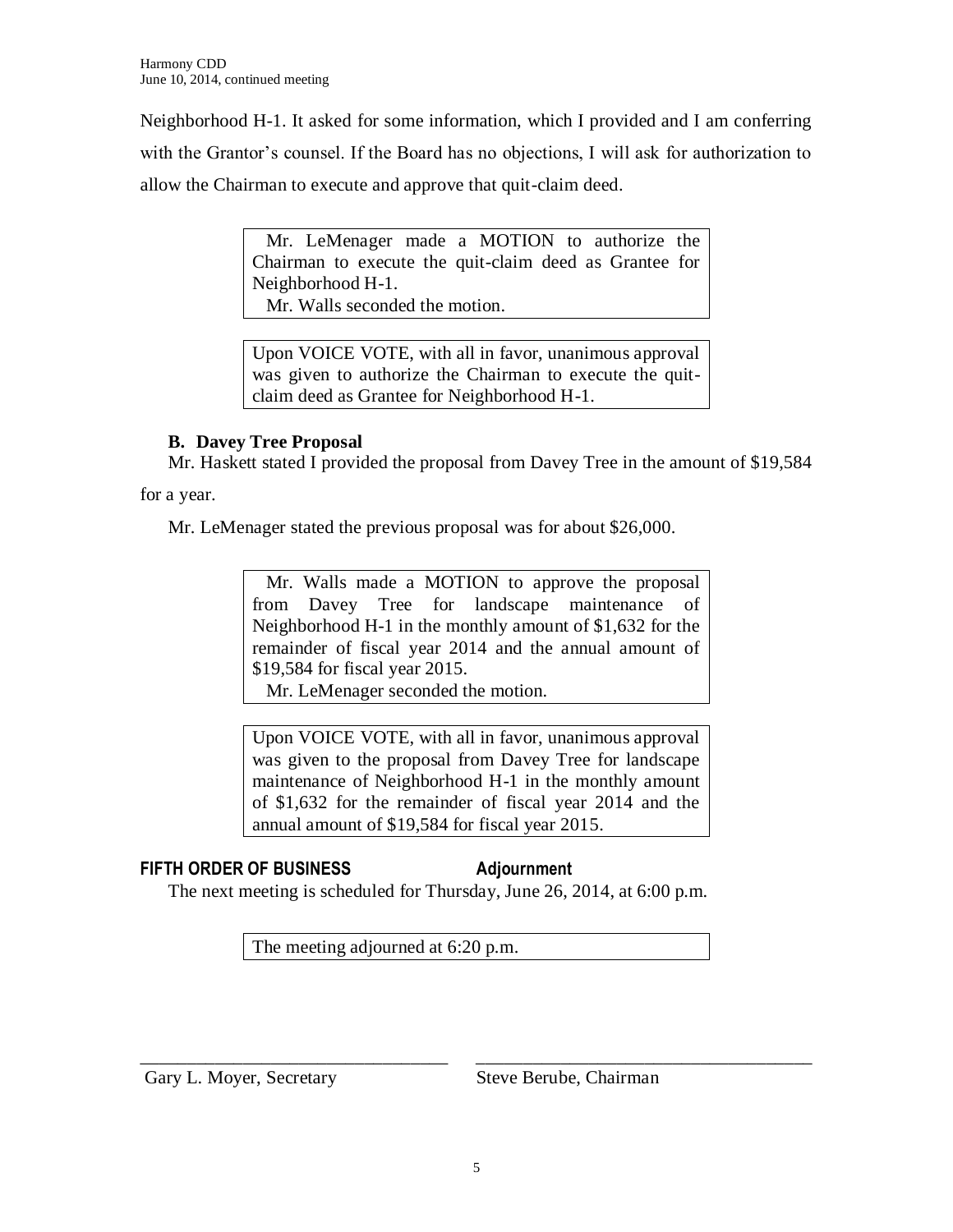Neighborhood H-1. It asked for some information, which I provided and I am conferring with the Grantor's counsel. If the Board has no objections, I will ask for authorization to allow the Chairman to execute and approve that quit-claim deed.

> Mr. LeMenager made a MOTION to authorize the Chairman to execute the quit-claim deed as Grantee for Neighborhood H-1.
> Mr. Walls seconded the motion.

> Upon VOICE VOTE, with all in favor, unanimous approval was given to authorize the Chairman to execute the quit-claim deed as Grantee for Neighborhood H-1.

**B. Davey Tree Proposal**

Mr. Haskett stated I provided the proposal from Davey Tree in the amount of $19,584 for a year.

Mr. LeMenager stated the previous proposal was for about $26,000.

> Mr. Walls made a MOTION to approve the proposal from Davey Tree for landscape maintenance of Neighborhood H-1 in the monthly amount of $1,632 for the remainder of fiscal year 2014 and the annual amount of $19,584 for fiscal year 2015.
> Mr. LeMenager seconded the motion.

> Upon VOICE VOTE, with all in favor, unanimous approval was given to the proposal from Davey Tree for landscape maintenance of Neighborhood H-1 in the monthly amount of $1,632 for the remainder of fiscal year 2014 and the annual amount of $19,584 for fiscal year 2015.

**FIFTH ORDER OF BUSINESS** **Adjournment**

The next meeting is scheduled for Thursday, June 26, 2014, at 6:00 p.m.

> The meeting adjourned at 6:20 p.m.

\_\_\_\_\_\_\_\_\_\_\_\_\_\_\_\_\_\_\_\_\_\_\_\_\_\_\_\_\_\_\_\_ \_\_\_\_\_\_\_\_\_\_\_\_\_\_\_\_\_\_\_\_\_\_\_\_\_\_\_\_\_\_\_\_

Gary L. Moyer, Secretary Steve Berube, Chairman